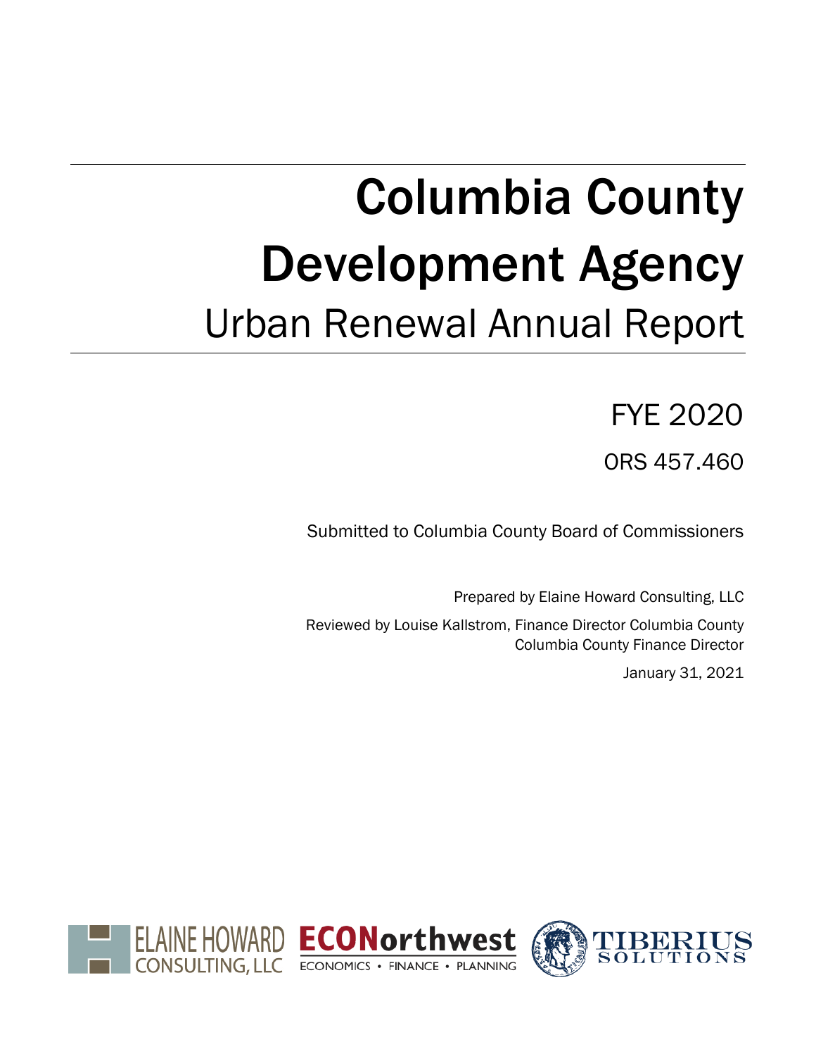# Columbia County Development Agency

## Urban Renewal Annual Report

FYE 2020

ORS 457.460

Submitted to Columbia County Board of Commissioners

Prepared by Elaine Howard Consulting, LLC

Reviewed by Louise Kallstrom, Finance Director Columbia County
Columbia County Finance Director

January 31, 2021

ELAINE HOWARD CONSULTING, LLC

ECONorthwest ECONOMICS • FINANCE • PLANNING

TIBERIUS SOLUTIONS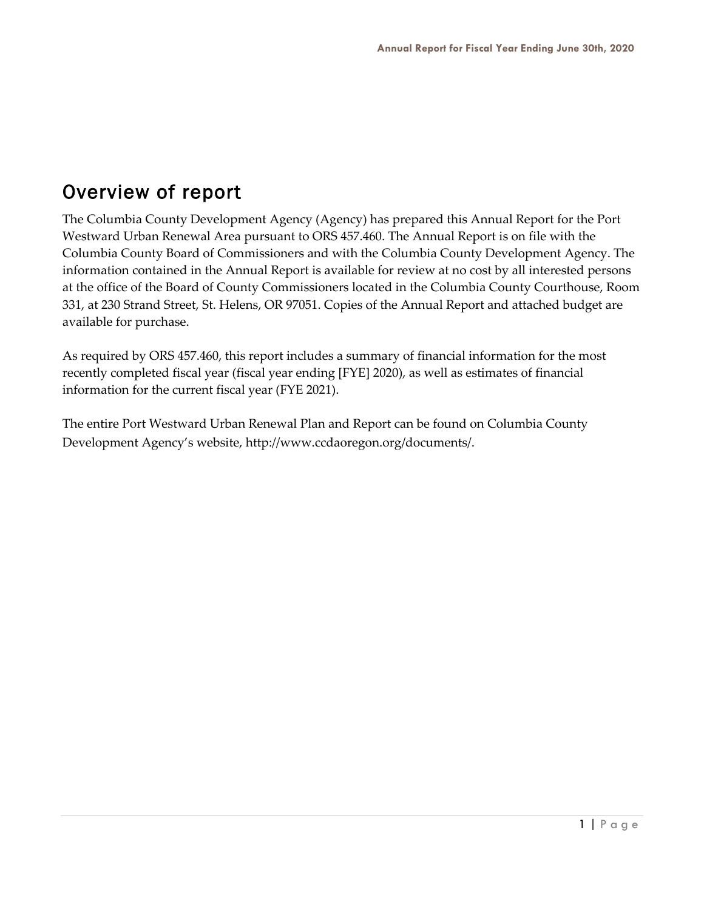# Overview of report

The Columbia County Development Agency (Agency) has prepared this Annual Report for the Port Westward Urban Renewal Area pursuant to ORS 457.460. The Annual Report is on file with the Columbia County Board of Commissioners and with the Columbia County Development Agency. The information contained in the Annual Report is available for review at no cost by all interested persons at the office of the Board of County Commissioners located in the Columbia County Courthouse, Room 331, at 230 Strand Street, St. Helens, OR 97051. Copies of the Annual Report and attached budget are available for purchase.

As required by ORS 457.460, this report includes a summary of financial information for the most recently completed fiscal year (fiscal year ending [FYE] 2020), as well as estimates of financial information for the current fiscal year (FYE 2021).

The entire Port Westward Urban Renewal Plan and Report can be found on Columbia County Development Agency's website, http://www.ccdaoregon.org/documents/.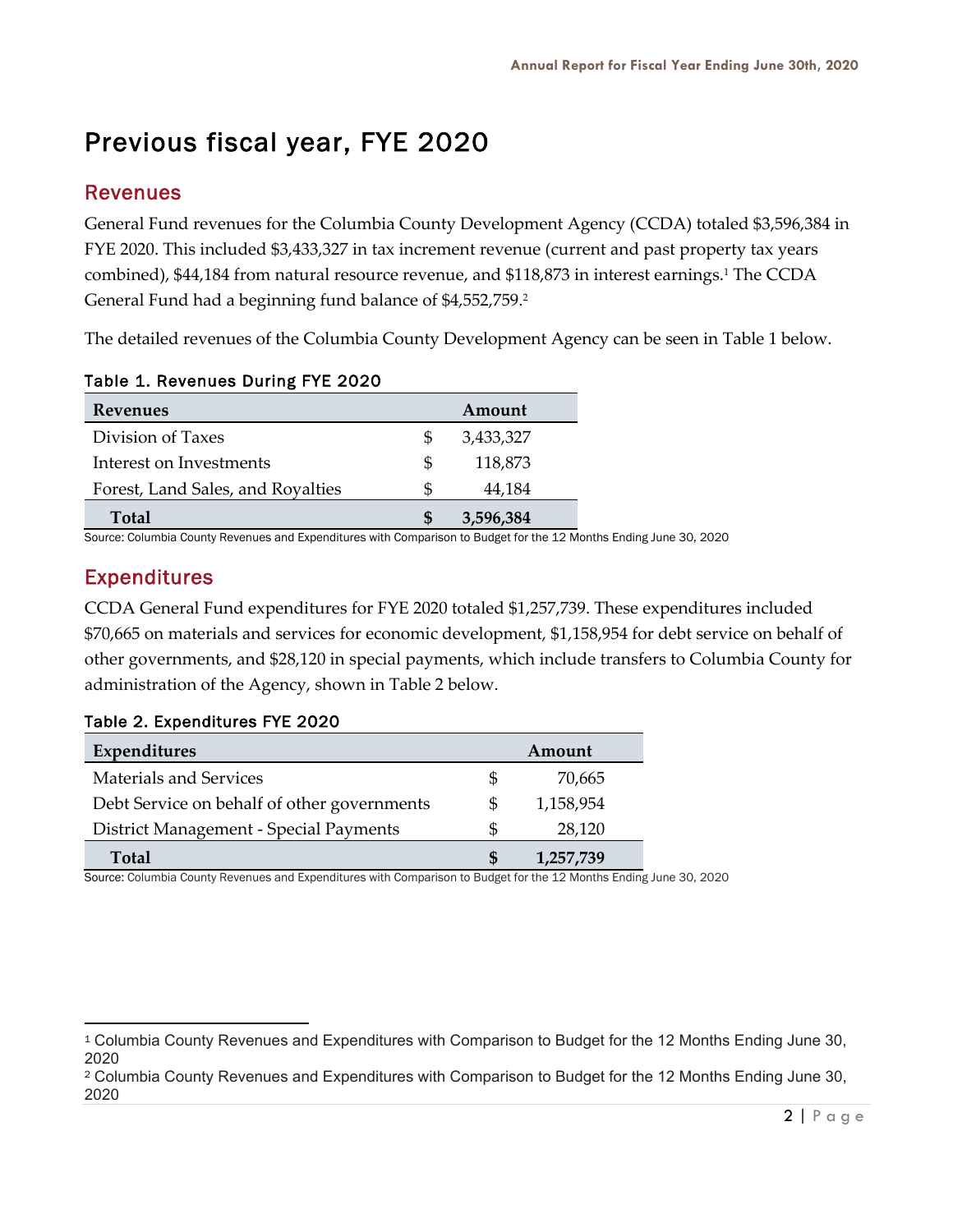# Previous fiscal year, FYE 2020

## Revenues

General Fund revenues for the Columbia County Development Agency (CCDA) totaled $3,596,384 in FYE 2020. This included $3,433,327 in tax increment revenue (current and past property tax years combined), $44,184 from natural resource revenue, and $118,873 in interest earnings.[1] The CCDA General Fund had a beginning fund balance of $4,552,759.[2]

The detailed revenues of the Columbia County Development Agency can be seen in Table 1 below.

**Table 1. Revenues During FYE 2020**

| Revenues | | Amount |
|---|---|---|
| Division of Taxes | $ | 3,433,327 |
| Interest on Investments | $ | 118,873 |
| Forest, Land Sales, and Royalties | $ | 44,184 |
| **Total** | **$** | **3,596,384** |

Source: Columbia County Revenues and Expenditures with Comparison to Budget for the 12 Months Ending June 30, 2020

## Expenditures

CCDA General Fund expenditures for FYE 2020 totaled $1,257,739. These expenditures included $70,665 on materials and services for economic development, $1,158,954 for debt service on behalf of other governments, and $28,120 in special payments, which include transfers to Columbia County for administration of the Agency, shown in Table 2 below.

**Table 2. Expenditures FYE 2020**

| Expenditures | | Amount |
|---|---|---|
| Materials and Services | $ | 70,665 |
| Debt Service on behalf of other governments | $ | 1,158,954 |
| District Management - Special Payments | $ | 28,120 |
| **Total** | **$** | **1,257,739** |

Source: Columbia County Revenues and Expenditures with Comparison to Budget for the 12 Months Ending June 30, 2020

---

[1] Columbia County Revenues and Expenditures with Comparison to Budget for the 12 Months Ending June 30, 2020

[2] Columbia County Revenues and Expenditures with Comparison to Budget for the 12 Months Ending June 30, 2020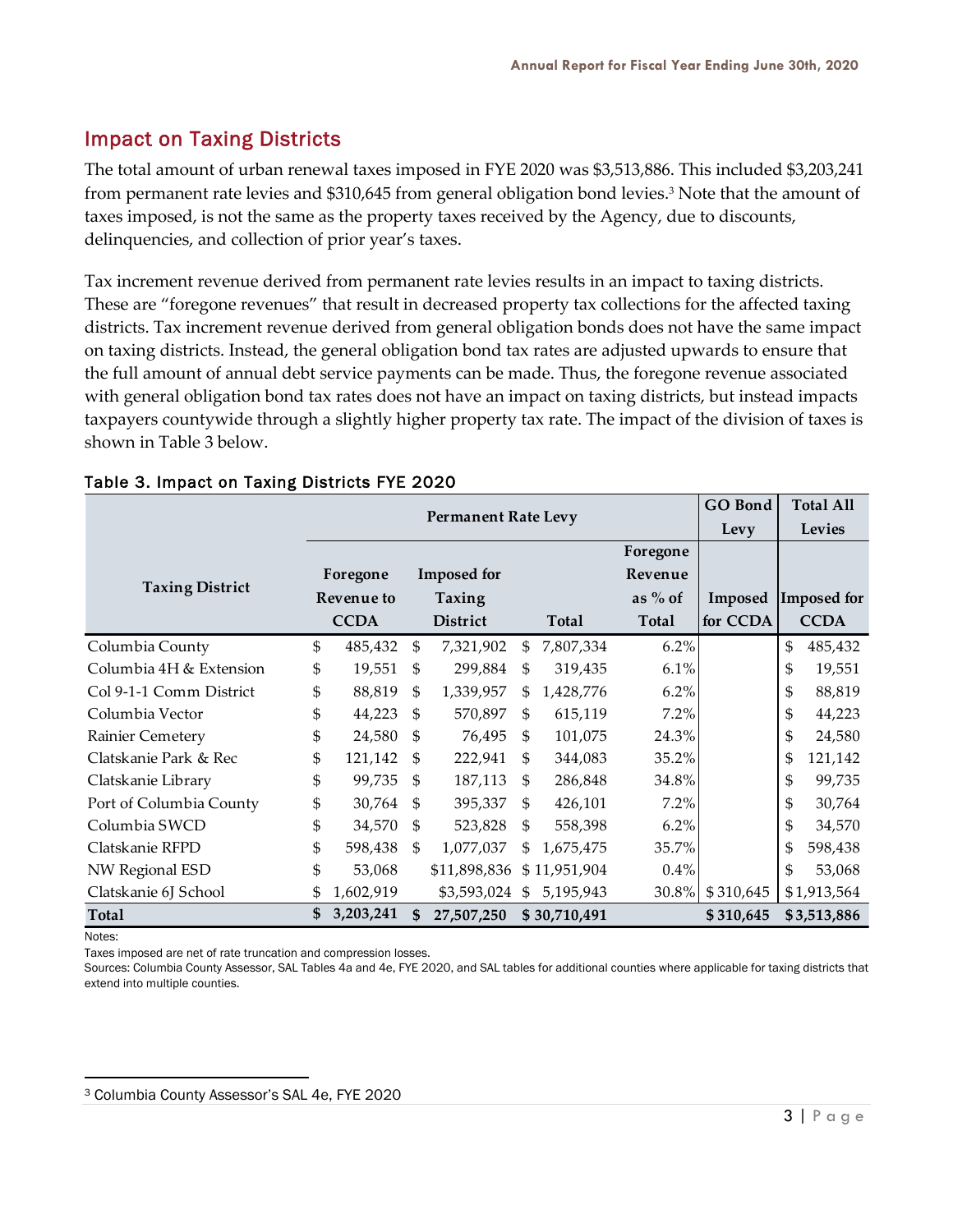## Impact on Taxing Districts

The total amount of urban renewal taxes imposed in FYE 2020 was $3,513,886. This included $3,203,241 from permanent rate levies and $310,645 from general obligation bond levies.[3] Note that the amount of taxes imposed, is not the same as the property taxes received by the Agency, due to discounts, delinquencies, and collection of prior year's taxes.

Tax increment revenue derived from permanent rate levies results in an impact to taxing districts. These are "foregone revenues" that result in decreased property tax collections for the affected taxing districts. Tax increment revenue derived from general obligation bonds does not have the same impact on taxing districts. Instead, the general obligation bond tax rates are adjusted upwards to ensure that the full amount of annual debt service payments can be made. Thus, the foregone revenue associated with general obligation bond tax rates does not have an impact on taxing districts, but instead impacts taxpayers countywide through a slightly higher property tax rate. The impact of the division of taxes is shown in Table 3 below.

### Table 3. Impact on Taxing Districts FYE 2020

| Taxing District | Permanent Rate Levy | | | | GO Bond Levy | Total All Levies |
|---|---|---|---|---|---|---|
| | Foregone Revenue to CCDA | Imposed for Taxing District | Total | Foregone Revenue as % of Total | Imposed for CCDA | Imposed for CCDA |
| Columbia County | $ 485,432 | $ 7,321,902 | $ 7,807,334 | 6.2% | | $ 485,432 |
| Columbia 4H & Extension | $ 19,551 | $ 299,884 | $ 319,435 | 6.1% | | $ 19,551 |
| Col 9-1-1 Comm District | $ 88,819 | $ 1,339,957 | $ 1,428,776 | 6.2% | | $ 88,819 |
| Columbia Vector | $ 44,223 | $ 570,897 | $ 615,119 | 7.2% | | $ 44,223 |
| Rainier Cemetery | $ 24,580 | $ 76,495 | $ 101,075 | 24.3% | | $ 24,580 |
| Clatskanie Park & Rec | $ 121,142 | $ 222,941 | $ 344,083 | 35.2% | | $ 121,142 |
| Clatskanie Library | $ 99,735 | $ 187,113 | $ 286,848 | 34.8% | | $ 99,735 |
| Port of Columbia County | $ 30,764 | $ 395,337 | $ 426,101 | 7.2% | | $ 30,764 |
| Columbia SWCD | $ 34,570 | $ 523,828 | $ 558,398 | 6.2% | | $ 34,570 |
| Clatskanie RFPD | $ 598,438 | $ 1,077,037 | $ 1,675,475 | 35.7% | | $ 598,438 |
| NW Regional ESD | $ 53,068 | $11,898,836 | $ 11,951,904 | 0.4% | | $ 53,068 |
| Clatskanie 6J School | $ 1,602,919 | $3,593,024 | $ 5,195,943 | 30.8% | $ 310,645 | $ 1,913,564 |
| **Total** | **$ 3,203,241** | **$ 27,507,250** | **$ 30,710,491** | | **$ 310,645** | **$ 3,513,886** |

Notes:

Taxes imposed are net of rate truncation and compression losses.

Sources: Columbia County Assessor, SAL Tables 4a and 4e, FYE 2020, and SAL tables for additional counties where applicable for taxing districts that extend into multiple counties.

[3] Columbia County Assessor's SAL 4e, FYE 2020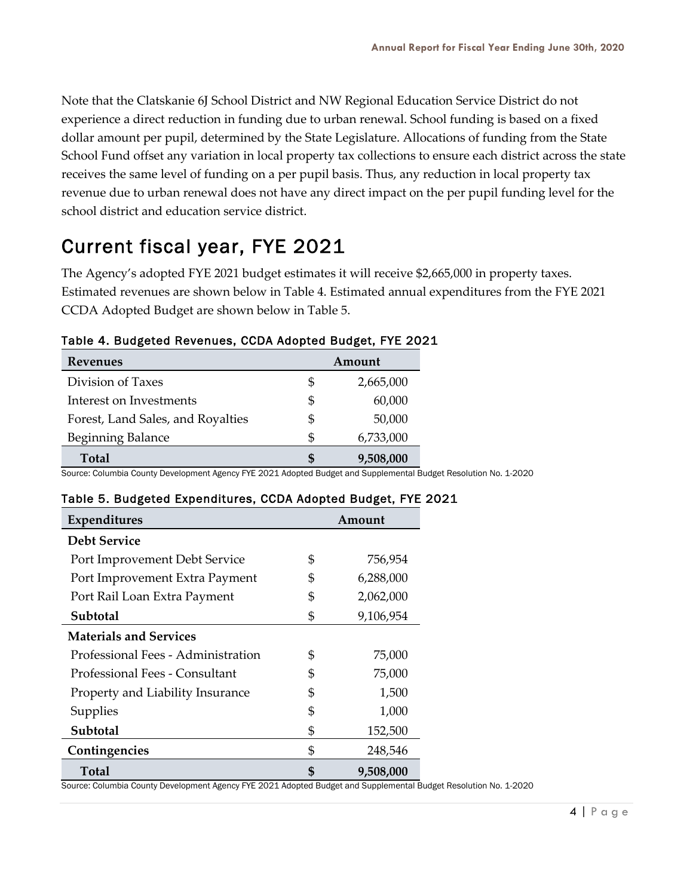Note that the Clatskanie 6J School District and NW Regional Education Service District do not experience a direct reduction in funding due to urban renewal. School funding is based on a fixed dollar amount per pupil, determined by the State Legislature. Allocations of funding from the State School Fund offset any variation in local property tax collections to ensure each district across the state receives the same level of funding on a per pupil basis. Thus, any reduction in local property tax revenue due to urban renewal does not have any direct impact on the per pupil funding level for the school district and education service district.

# Current fiscal year, FYE 2021

The Agency's adopted FYE 2021 budget estimates it will receive $2,665,000 in property taxes. Estimated revenues are shown below in Table 4. Estimated annual expenditures from the FYE 2021 CCDA Adopted Budget are shown below in Table 5.

**Table 4. Budgeted Revenues, CCDA Adopted Budget, FYE 2021**

| Revenues | Amount | |
|---|---|---|
| Division of Taxes | $ | 2,665,000 |
| Interest on Investments | $ | 60,000 |
| Forest, Land Sales, and Royalties | $ | 50,000 |
| Beginning Balance | $ | 6,733,000 |
| **Total** | **$** | **9,508,000** |

Source: Columbia County Development Agency FYE 2021 Adopted Budget and Supplemental Budget Resolution No. 1-2020

**Table 5. Budgeted Expenditures, CCDA Adopted Budget, FYE 2021**

| Expenditures | Amount | |
|---|---|---|
| **Debt Service** | | |
| Port Improvement Debt Service | $ | 756,954 |
| Port Improvement Extra Payment | $ | 6,288,000 |
| Port Rail Loan Extra Payment | $ | 2,062,000 |
| **Subtotal** | $ | 9,106,954 |
| **Materials and Services** | | |
| Professional Fees - Administration | $ | 75,000 |
| Professional Fees - Consultant | $ | 75,000 |
| Property and Liability Insurance | $ | 1,500 |
| Supplies | $ | 1,000 |
| **Subtotal** | $ | 152,500 |
| **Contingencies** | $ | 248,546 |
| **Total** | **$** | **9,508,000** |

Source: Columbia County Development Agency FYE 2021 Adopted Budget and Supplemental Budget Resolution No. 1-2020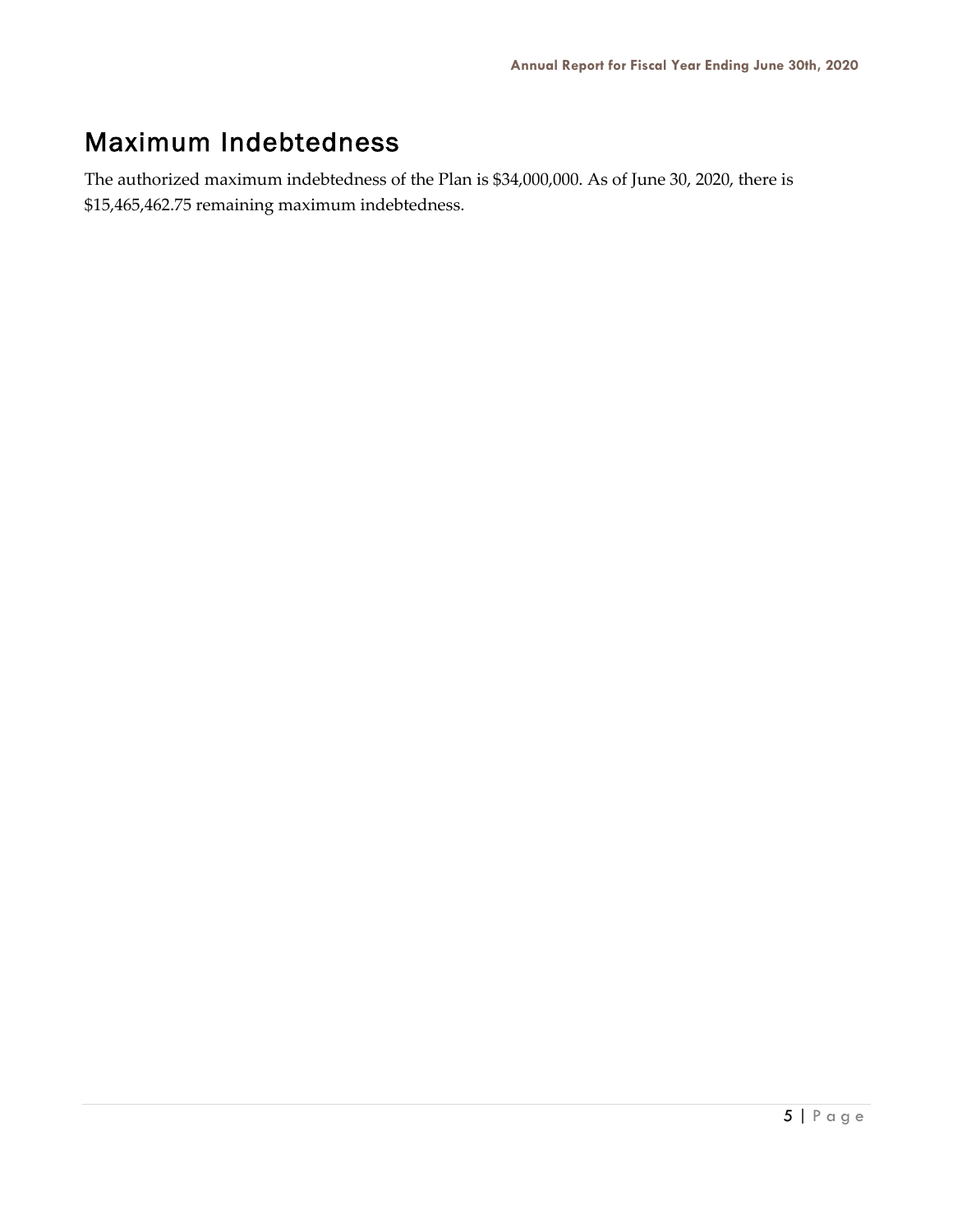## Maximum Indebtedness

The authorized maximum indebtedness of the Plan is $34,000,000. As of June 30, 2020, there is $15,465,462.75 remaining maximum indebtedness.